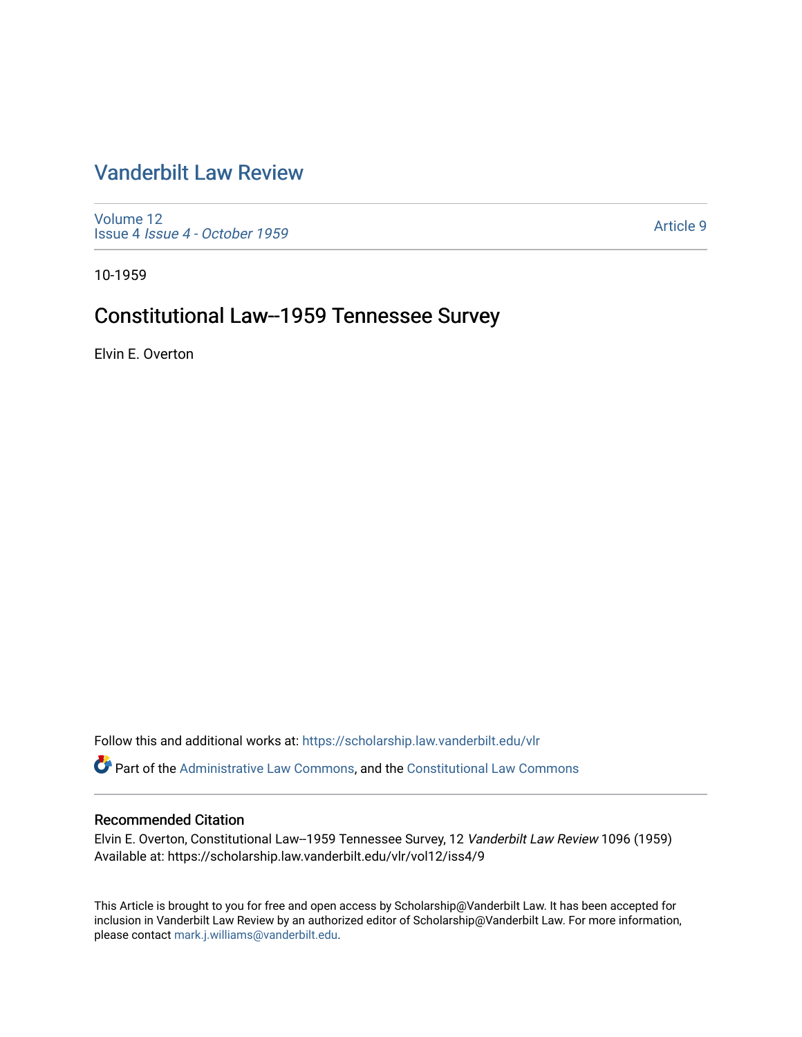# Vanderbilt Law Review

Volume 12
Issue 4 *Issue 4 - October 1959*

Article 9

10-1959

## Constitutional Law--1959 Tennessee Survey

Elvin E. Overton

Follow this and additional works at: https://scholarship.law.vanderbilt.edu/vlr

Part of the Administrative Law Commons, and the Constitutional Law Commons

### Recommended Citation

Elvin E. Overton, Constitutional Law--1959 Tennessee Survey, 12 *Vanderbilt Law Review* 1096 (1959)
Available at: https://scholarship.law.vanderbilt.edu/vlr/vol12/iss4/9

This Article is brought to you for free and open access by Scholarship@Vanderbilt Law. It has been accepted for inclusion in Vanderbilt Law Review by an authorized editor of Scholarship@Vanderbilt Law. For more information, please contact mark.j.williams@vanderbilt.edu.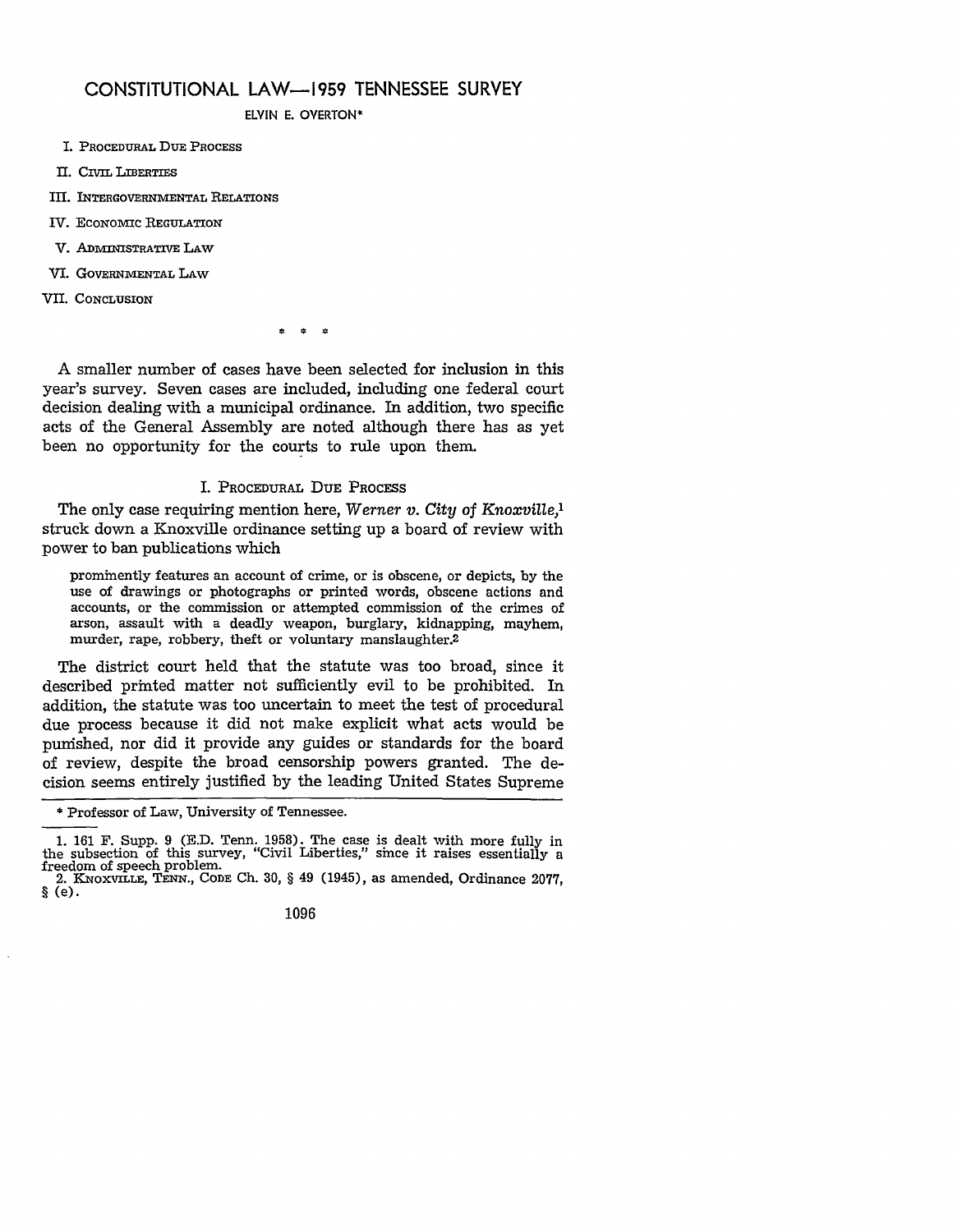# CONSTITUTIONAL LAW—1959 TENNESSEE SURVEY

ELVIN E. OVERTON*

I. PROCEDURAL DUE PROCESS

II. CIVIL LIBERTIES

III. INTERGOVERNMENTAL RELATIONS

IV. ECONOMIC REGULATION

V. ADMINISTRATIVE LAW

VI. GOVERNMENTAL LAW

VII. CONCLUSION

\* \* \*

A smaller number of cases have been selected for inclusion in this year's survey. Seven cases are included, including one federal court decision dealing with a municipal ordinance. In addition, two specific acts of the General Assembly are noted although there has as yet been no opportunity for the courts to rule upon them.

## I. PROCEDURAL DUE PROCESS

The only case requiring mention here, *Werner v. City of Knoxville*,[1] struck down a Knoxville ordinance setting up a board of review with power to ban publications which

> prominently features an account of crime, or is obscene, or depicts, by the use of drawings or photographs or printed words, obscene actions and accounts, or the commission or attempted commission of the crimes of arson, assault with a deadly weapon, burglary, kidnapping, mayhem, murder, rape, robbery, theft or voluntary manslaughter.[2]

The district court held that the statute was too broad, since it described printed matter not sufficiently evil to be prohibited. In addition, the statute was too uncertain to meet the test of procedural due process because it did not make explicit what acts would be punished, nor did it provide any guides or standards for the board of review, despite the broad censorship powers granted. The decision seems entirely justified by the leading United States Supreme

---

\* Professor of Law, University of Tennessee.

1. 161 F. Supp. 9 (E.D. Tenn. 1958). The case is dealt with more fully in the subsection of this survey, "Civil Liberties," since it raises essentially a freedom of speech problem.

2. KNOXVILLE, TENN., CODE Ch. 30, § 49 (1945), as amended, Ordinance 2077, § (e).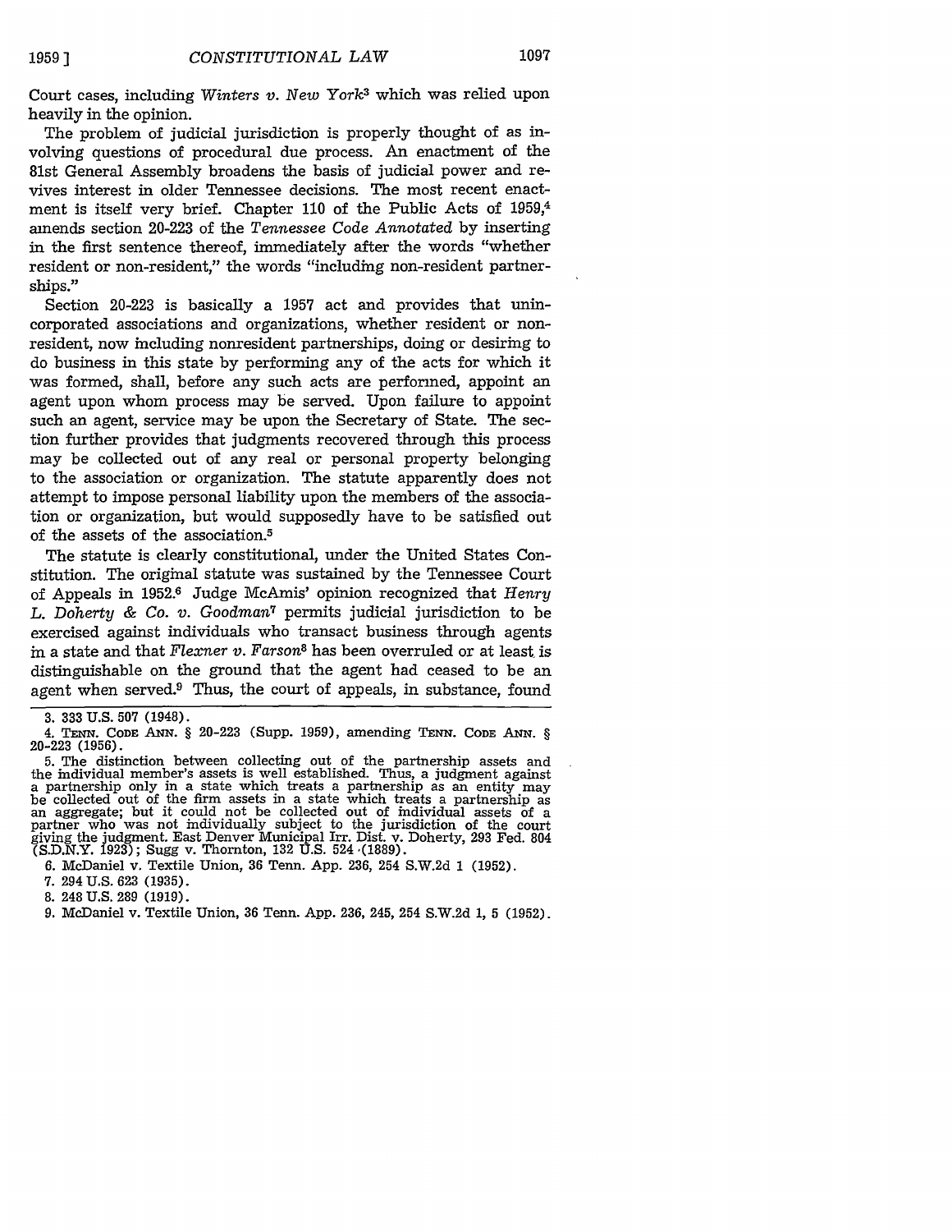Court cases, including *Winters v. New York*[3] which was relied upon heavily in the opinion.

The problem of judicial jurisdiction is properly thought of as involving questions of procedural due process. An enactment of the 81st General Assembly broadens the basis of judicial power and revives interest in older Tennessee decisions. The most recent enactment is itself very brief. Chapter 110 of the Public Acts of 1959,[4] amends section 20-223 of the *Tennessee Code Annotated* by inserting in the first sentence thereof, immediately after the words "whether resident or non-resident," the words "including non-resident partnerships."

Section 20-223 is basically a 1957 act and provides that unincorporated associations and organizations, whether resident or nonresident, now including nonresident partnerships, doing or desiring to do business in this state by performing any of the acts for which it was formed, shall, before any such acts are performed, appoint an agent upon whom process may be served. Upon failure to appoint such an agent, service may be upon the Secretary of State. The section further provides that judgments recovered through this process may be collected out of any real or personal property belonging to the association or organization. The statute apparently does not attempt to impose personal liability upon the members of the association or organization, but would supposedly have to be satisfied out of the assets of the association.[5]

The statute is clearly constitutional, under the United States Constitution. The original statute was sustained by the Tennessee Court of Appeals in 1952.[6] Judge McAmis' opinion recognized that *Henry L. Doherty & Co. v. Goodman*[7] permits judicial jurisdiction to be exercised against individuals who transact business through agents in a state and that *Flexner v. Farson*[8] has been overruled or at least is distinguishable on the ground that the agent had ceased to be an agent when served.[9] Thus, the court of appeals, in substance, found

---

3. 333 U.S. 507 (1948).

4. TENN. CODE ANN. § 20-223 (Supp. 1959), amending TENN. CODE ANN. § 20-223 (1956).

5. The distinction between collecting out of the partnership assets and the individual member's assets is well established. Thus, a judgment against a partnership only in a state which treats a partnership as an entity may be collected out of the firm assets in a state which treats a partnership as an aggregate; but it could not be collected out of individual assets of a partner who was not individually subject to the jurisdiction of the court giving the judgment. East Denver Municipal Irr. Dist. v. Doherty, 293 Fed. 804 (S.D.N.Y. 1923); Sugg v. Thornton, 132 U.S. 524 (1889).

6. McDaniel v. Textile Union, 36 Tenn. App. 236, 254 S.W.2d 1 (1952).

7. 294 U.S. 623 (1935).

8. 248 U.S. 289 (1919).

9. McDaniel v. Textile Union, 36 Tenn. App. 236, 245, 254 S.W.2d 1, 5 (1952).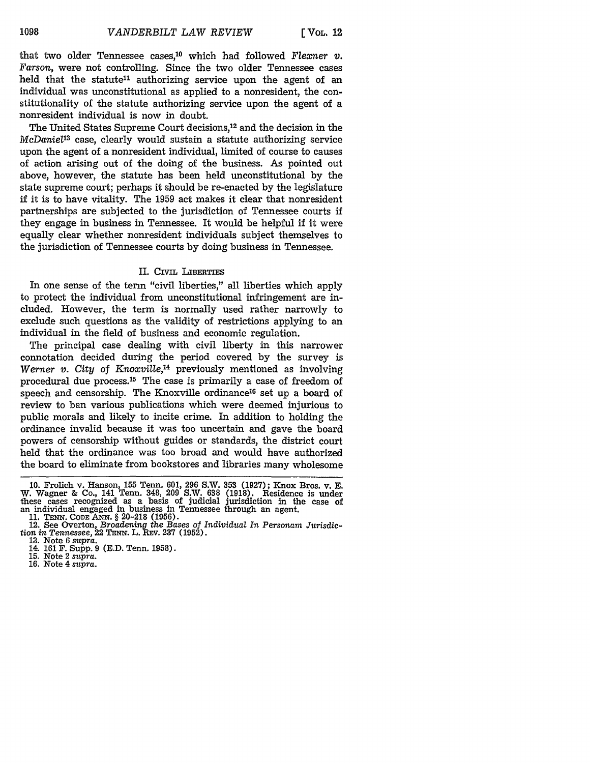that two older Tennessee cases,[10] which had followed *Flexner v. Farson*, were not controlling. Since the two older Tennessee cases held that the statute[11] authorizing service upon the agent of an individual was unconstitutional as applied to a nonresident, the constitutionality of the statute authorizing service upon the agent of a nonresident individual is now in doubt.

The United States Supreme Court decisions,[12] and the decision in the *McDaniel*[13] case, clearly would sustain a statute authorizing service upon the agent of a nonresident individual, limited of course to causes of action arising out of the doing of the business. As pointed out above, however, the statute has been held unconstitutional by the state supreme court; perhaps it should be re-enacted by the legislature if it is to have vitality. The 1959 act makes it clear that nonresident partnerships are subjected to the jurisdiction of Tennessee courts if they engage in business in Tennessee. It would be helpful if it were equally clear whether nonresident individuals subject themselves to the jurisdiction of Tennessee courts by doing business in Tennessee.

## II. Civil Liberties

In one sense of the term "civil liberties," all liberties which apply to protect the individual from unconstitutional infringement are included. However, the term is normally used rather narrowly to exclude such questions as the validity of restrictions applying to an individual in the field of business and economic regulation.

The principal case dealing with civil liberty in this narrower connotation decided during the period covered by the survey is *Werner v. City of Knoxville*,[14] previously mentioned as involving procedural due process.[15] The case is primarily a case of freedom of speech and censorship. The Knoxville ordinance[16] set up a board of review to ban various publications which were deemed injurious to public morals and likely to incite crime. In addition to holding the ordinance invalid because it was too uncertain and gave the board powers of censorship without guides or standards, the district court held that the ordinance was too broad and would have authorized the board to eliminate from bookstores and libraries many wholesome

---

10. Frolich v. Hanson, 155 Tenn. 601, 296 S.W. 353 (1927); Knox Bros. v. E. W. Wagner & Co., 141 Tenn. 348, 209 S.W. 638 (1918). Residence is under these cases recognized as a basis of judicial jurisdiction in the case of an individual engaged in business in Tennessee through an agent.

11. Tenn. Code Ann. § 20-218 (1956).

12. See Overton, *Broadening the Bases of Individual In Personam Jurisdiction in Tennessee*, 22 Tenn. L. Rev. 237 (1952).

13. Note 6 *supra*.

14. 161 F. Supp. 9 (E.D. Tenn. 1958).

15. Note 2 *supra*.

16. Note 4 *supra*.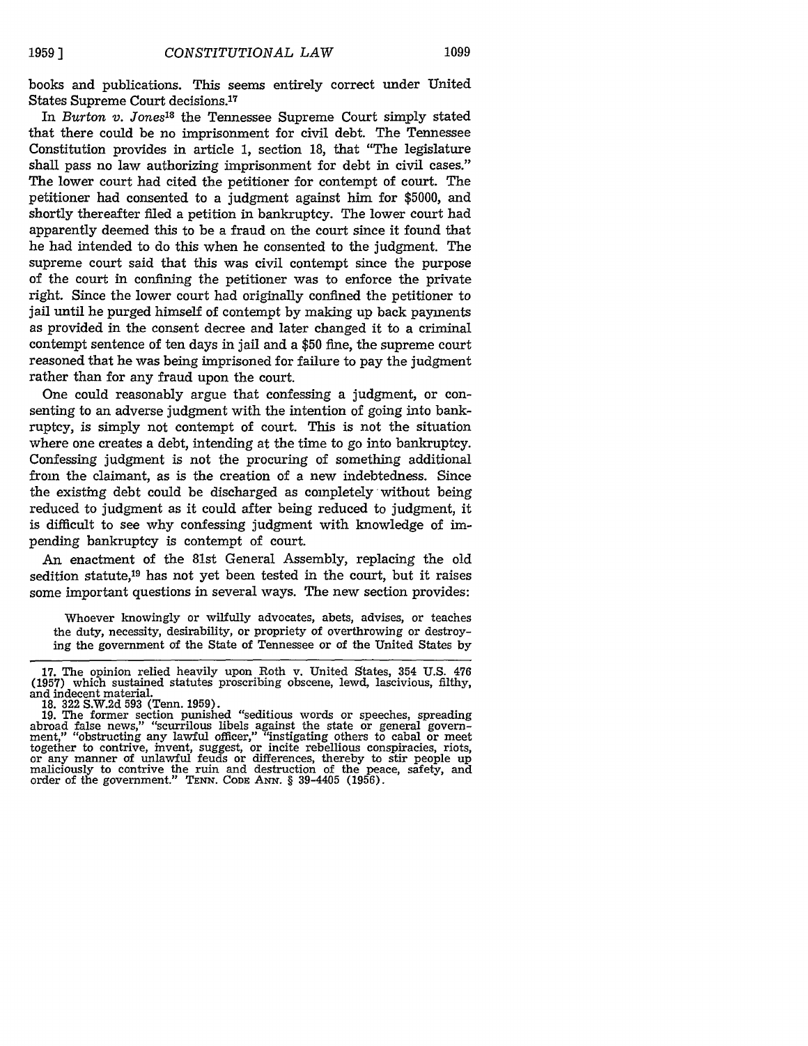books and publications. This seems entirely correct under United States Supreme Court decisions.[17]

In *Burton v. Jones*[18] the Tennessee Supreme Court simply stated that there could be no imprisonment for civil debt. The Tennessee Constitution provides in article 1, section 18, that "The legislature shall pass no law authorizing imprisonment for debt in civil cases." The lower court had cited the petitioner for contempt of court. The petitioner had consented to a judgment against him for $5000, and shortly thereafter filed a petition in bankruptcy. The lower court had apparently deemed this to be a fraud on the court since it found that he had intended to do this when he consented to the judgment. The supreme court said that this was civil contempt since the purpose of the court in confining the petitioner was to enforce the private right. Since the lower court had originally confined the petitioner to jail until he purged himself of contempt by making up back payments as provided in the consent decree and later changed it to a criminal contempt sentence of ten days in jail and a $50 fine, the supreme court reasoned that he was being imprisoned for failure to pay the judgment rather than for any fraud upon the court.

One could reasonably argue that confessing a judgment, or consenting to an adverse judgment with the intention of going into bankruptcy, is simply not contempt of court. This is not the situation where one creates a debt, intending at the time to go into bankruptcy. Confessing judgment is not the procuring of something additional from the claimant, as is the creation of a new indebtedness. Since the existing debt could be discharged as completely without being reduced to judgment as it could after being reduced to judgment, it is difficult to see why confessing judgment with knowledge of impending bankruptcy is contempt of court.

An enactment of the 81st General Assembly, replacing the old sedition statute,[19] has not yet been tested in the court, but it raises some important questions in several ways. The new section provides:

> Whoever knowingly or wilfully advocates, abets, advises, or teaches the duty, necessity, desirability, or propriety of overthrowing or destroying the government of the State of Tennessee or of the United States by

---

17. The opinion relied heavily upon Roth v. United States, 354 U.S. 476 (1957) which sustained statutes proscribing obscene, lewd, lascivious, filthy, and indecent material.

18. 322 S.W.2d 593 (Tenn. 1959).

19. The former section punished "seditious words or speeches, spreading abroad false news," "scurrilous libels against the state or general government," "obstructing any lawful officer," "instigating others to cabal or meet together to contrive, invent, suggest, or incite rebellious conspiracies, riots, or any manner of unlawful feuds or differences, thereby to stir people up maliciously to contrive the ruin and destruction of the peace, safety, and order of the government." TENN. CODE ANN. § 39-4405 (1956).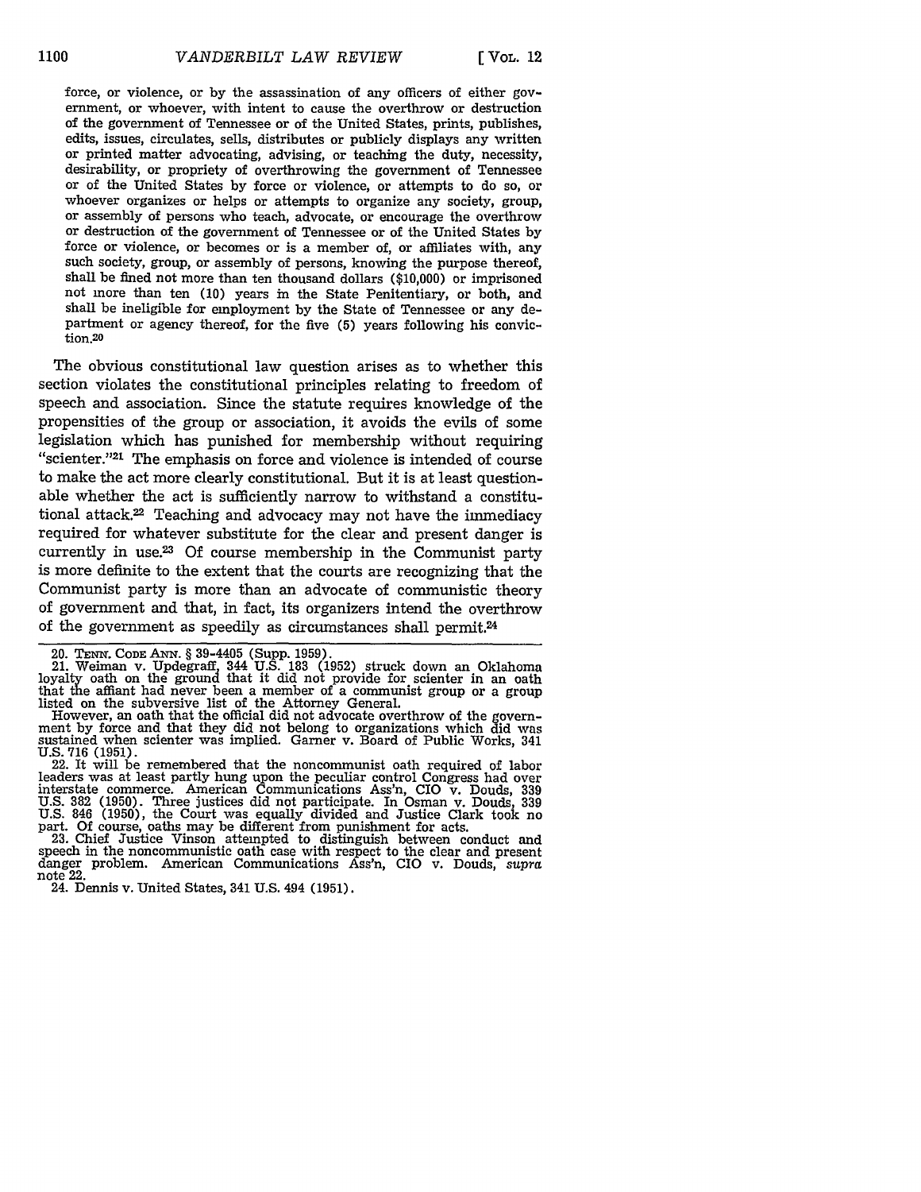> force, or violence, or by the assassination of any officers of either government, or whoever, with intent to cause the overthrow or destruction of the government of Tennessee or of the United States, prints, publishes, edits, issues, circulates, sells, distributes or publicly displays any written or printed matter advocating, advising, or teaching the duty, necessity, desirability, or propriety of overthrowing the government of Tennessee or of the United States by force or violence, or attempts to do so, or whoever organizes or helps or attempts to organize any society, group, or assembly of persons who teach, advocate, or encourage the overthrow or destruction of the government of Tennessee or of the United States by force or violence, or becomes or is a member of, or affiliates with, any such society, group, or assembly of persons, knowing the purpose thereof, shall be fined not more than ten thousand dollars ($10,000) or imprisoned not more than ten (10) years in the State Penitentiary, or both, and shall be ineligible for employment by the State of Tennessee or any department or agency thereof, for the five (5) years following his conviction.[20]

The obvious constitutional law question arises as to whether this section violates the constitutional principles relating to freedom of speech and association. Since the statute requires knowledge of the propensities of the group or association, it avoids the evils of some legislation which has punished for membership without requiring "scienter."[21] The emphasis on force and violence is intended of course to make the act more clearly constitutional. But it is at least questionable whether the act is sufficiently narrow to withstand a constitutional attack.[22] Teaching and advocacy may not have the immediacy required for whatever substitute for the clear and present danger is currently in use.[23] Of course membership in the Communist party is more definite to the extent that the courts are recognizing that the Communist party is more than an advocate of communistic theory of government and that, in fact, its organizers intend the overthrow of the government as speedily as circumstances shall permit.[24]

---

20. TENN. CODE ANN. § 39-4405 (Supp. 1959).

21. Weiman v. Updegraff, 344 U.S. 183 (1952) struck down an Oklahoma loyalty oath on the ground that it did not provide for scienter in an oath that the affiant had never been a member of a communist group or a group listed on the subversive list of the Attorney General.

However, an oath that the official did not advocate overthrow of the government by force and that they did not belong to organizations which did was sustained when scienter was implied. Garner v. Board of Public Works, 341 U.S. 716 (1951).

22. It will be remembered that the noncommunist oath required of labor leaders was at least partly hung upon the peculiar control Congress had over interstate commerce. American Communications Ass'n, CIO v. Douds, 339 U.S. 382 (1950). Three justices did not participate. In Osman v. Douds, 339 U.S. 846 (1950), the Court was equally divided and Justice Clark took no part. Of course, oaths may be different from punishment for acts.

23. Chief Justice Vinson attempted to distinguish between conduct and speech in the noncommunistic oath case with respect to the clear and present danger problem. American Communications Ass'n, CIO v. Douds, *supra* note 22.

24. Dennis v. United States, 341 U.S. 494 (1951).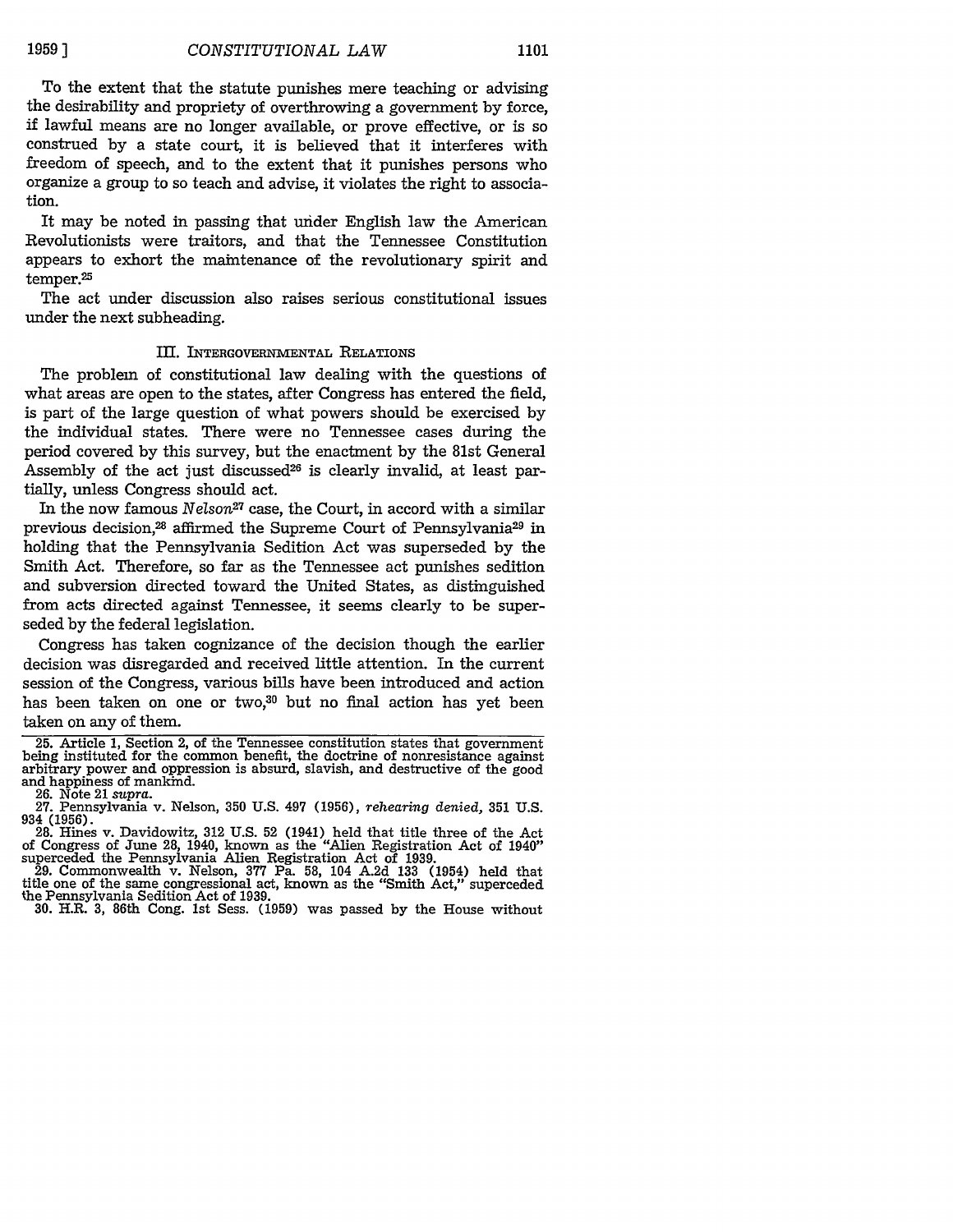To the extent that the statute punishes mere teaching or advising the desirability and propriety of overthrowing a government by force, if lawful means are no longer available, or prove effective, or is so construed by a state court, it is believed that it interferes with freedom of speech, and to the extent that it punishes persons who organize a group to so teach and advise, it violates the right to association.

It may be noted in passing that under English law the American Revolutionists were traitors, and that the Tennessee Constitution appears to exhort the maintenance of the revolutionary spirit and temper.[25]

The act under discussion also raises serious constitutional issues under the next subheading.

### III. INTERGOVERNMENTAL RELATIONS

The problem of constitutional law dealing with the questions of what areas are open to the states, after Congress has entered the field, is part of the large question of what powers should be exercised by the individual states. There were no Tennessee cases during the period covered by this survey, but the enactment by the 81st General Assembly of the act just discussed[26] is clearly invalid, at least partially, unless Congress should act.

In the now famous *Nelson*[27] case, the Court, in accord with a similar previous decision,[28] affirmed the Supreme Court of Pennsylvania[29] in holding that the Pennsylvania Sedition Act was superseded by the Smith Act. Therefore, so far as the Tennessee act punishes sedition and subversion directed toward the United States, as distinguished from acts directed against Tennessee, it seems clearly to be superseded by the federal legislation.

Congress has taken cognizance of the decision though the earlier decision was disregarded and received little attention. In the current session of the Congress, various bills have been introduced and action has been taken on one or two,[30] but no final action has yet been taken on any of them.

---

25. Article 1, Section 2, of the Tennessee constitution states that government being instituted for the common benefit, the doctrine of nonresistance against arbitrary power and oppression is absurd, slavish, and destructive of the good and happiness of mankind.

26. Note 21 *supra*.

27. Pennsylvania v. Nelson, 350 U.S. 497 (1956), *rehearing denied,* 351 U.S. 934 (1956).

28. Hines v. Davidowitz, 312 U.S. 52 (1941) held that title three of the Act of Congress of June 28, 1940, known as the "Alien Registration Act of 1940" superceded the Pennsylvania Alien Registration Act of 1939.

29. Commonwealth v. Nelson, 377 Pa. 58, 104 A.2d 133 (1954) held that title one of the same congressional act, known as the "Smith Act," superceded the Pennsylvania Sedition Act of 1939.

30. H.R. 3, 86th Cong. 1st Sess. (1959) was passed by the House without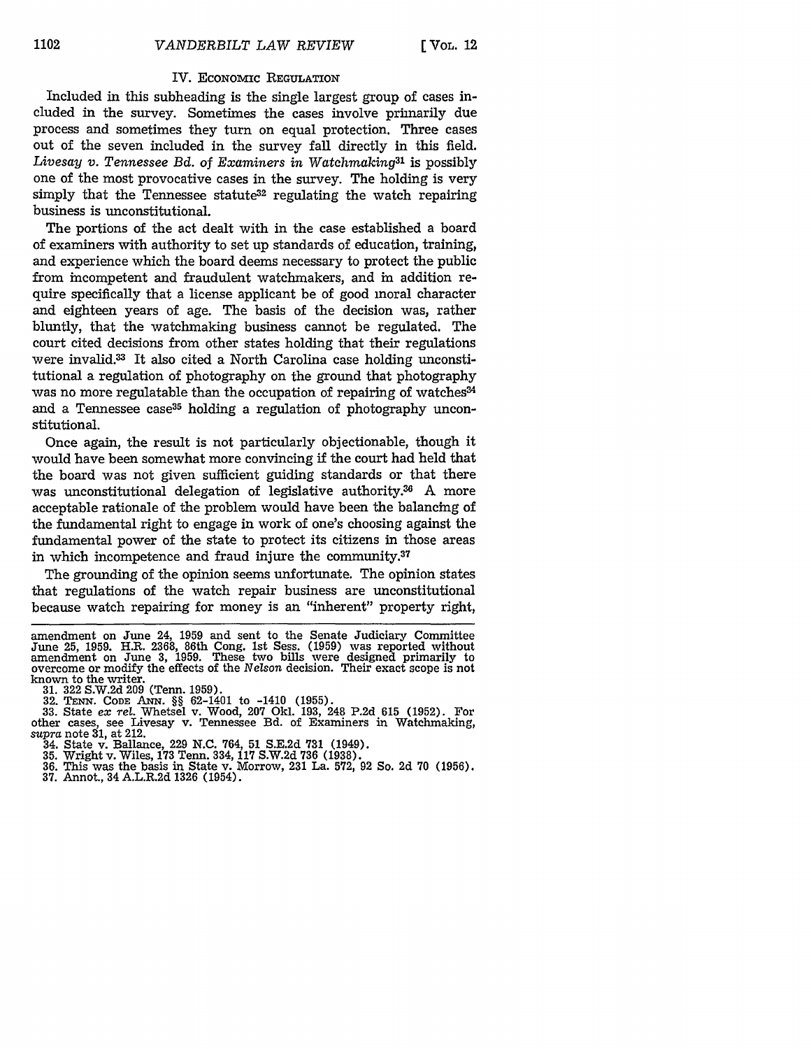### IV. ECONOMIC REGULATION

Included in this subheading is the single largest group of cases included in the survey. Sometimes the cases involve primarily due process and sometimes they turn on equal protection. Three cases out of the seven included in the survey fall directly in this field. *Livesay v. Tennessee Bd. of Examiners in Watchmaking*[31] is possibly one of the most provocative cases in the survey. The holding is very simply that the Tennessee statute[32] regulating the watch repairing business is unconstitutional.

The portions of the act dealt with in the case established a board of examiners with authority to set up standards of education, training, and experience which the board deems necessary to protect the public from incompetent and fraudulent watchmakers, and in addition require specifically that a license applicant be of good moral character and eighteen years of age. The basis of the decision was, rather bluntly, that the watchmaking business cannot be regulated. The court cited decisions from other states holding that their regulations were invalid.[33] It also cited a North Carolina case holding unconstitutional a regulation of photography on the ground that photography was no more regulatable than the occupation of repairing of watches[34] and a Tennessee case[35] holding a regulation of photography unconstitutional.

Once again, the result is not particularly objectionable, though it would have been somewhat more convincing if the court had held that the board was not given sufficient guiding standards or that there was unconstitutional delegation of legislative authority.[36] A more acceptable rationale of the problem would have been the balancing of the fundamental right to engage in work of one's choosing against the fundamental power of the state to protect its citizens in those areas in which incompetence and fraud injure the community.[37]

The grounding of the opinion seems unfortunate. The opinion states that regulations of the watch repair business are unconstitutional because watch repairing for money is an "inherent" property right,

---

amendment on June 24, 1959 and sent to the Senate Judiciary Committee June 25, 1959. H.R. 2368, 86th Cong. 1st Sess. (1959) was reported without amendment on June 3, 1959. These two bills were designed primarily to overcome or modify the effects of the *Nelson* decision. Their exact scope is not known to the writer.

31. 322 S.W.2d 209 (Tenn. 1959).

32. TENN. CODE ANN. §§ 62-1401 to -1410 (1955).

33. State *ex rel.* Whetsel v. Wood, 207 Okl. 193, 248 P.2d 615 (1952). For other cases, see Livesay v. Tennessee Bd. of Examiners in Watchmaking, *supra* note 31, at 212.

34. State v. Ballance, 229 N.C. 764, 51 S.E.2d 731 (1949).

35. Wright v. Wiles, 173 Tenn. 334, 117 S.W.2d 736 (1938).

36. This was the basis in State v. Morrow, 231 La. 572, 92 So. 2d 70 (1956).

37. Annot., 34 A.L.R.2d 1326 (1954).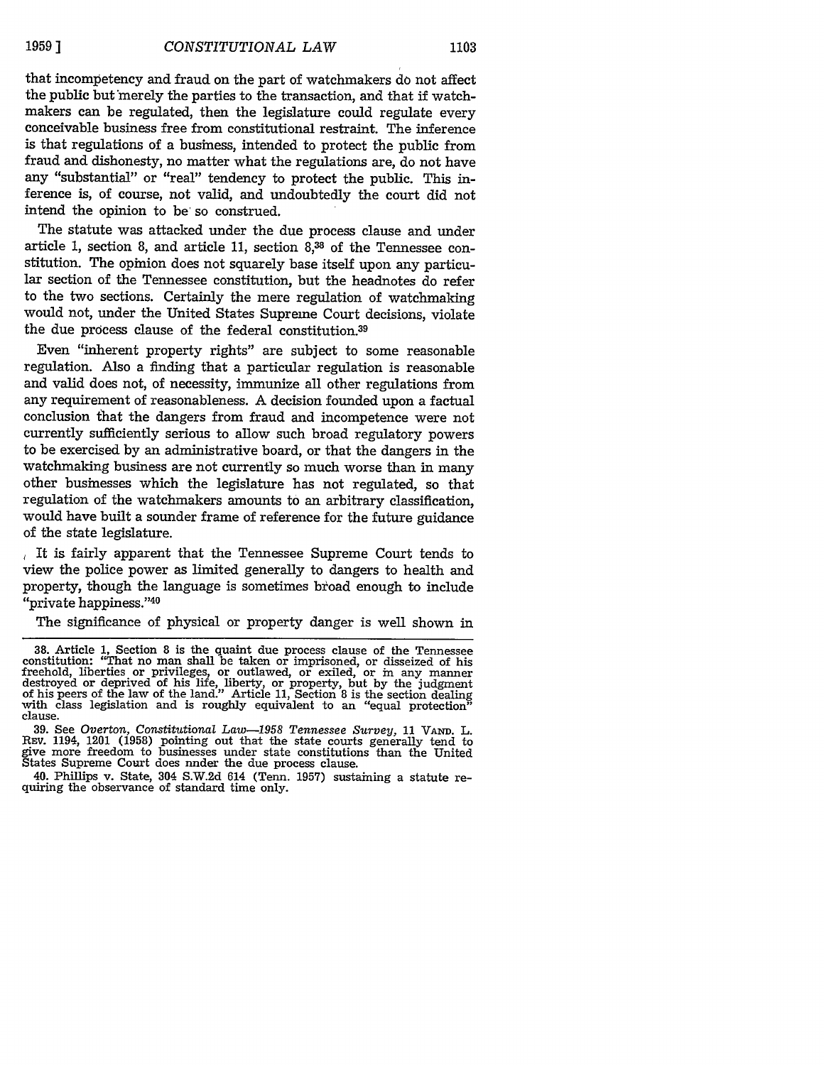that incompetency and fraud on the part of watchmakers do not affect the public but merely the parties to the transaction, and that if watchmakers can be regulated, then the legislature could regulate every conceivable business free from constitutional restraint. The inference is that regulations of a business, intended to protect the public from fraud and dishonesty, no matter what the regulations are, do not have any "substantial" or "real" tendency to protect the public. This inference is, of course, not valid, and undoubtedly the court did not intend the opinion to be so construed.

The statute was attacked under the due process clause and under article 1, section 8, and article 11, section 8,[38] of the Tennessee constitution. The opinion does not squarely base itself upon any particular section of the Tennessee constitution, but the headnotes do refer to the two sections. Certainly the mere regulation of watchmaking would not, under the United States Supreme Court decisions, violate the due process clause of the federal constitution.[39]

Even "inherent property rights" are subject to some reasonable regulation. Also a finding that a particular regulation is reasonable and valid does not, of necessity, immunize all other regulations from any requirement of reasonableness. A decision founded upon a factual conclusion that the dangers from fraud and incompetence were not currently sufficiently serious to allow such broad regulatory powers to be exercised by an administrative board, or that the dangers in the watchmaking business are not currently so much worse than in many other businesses which the legislature has not regulated, so that regulation of the watchmakers amounts to an arbitrary classification, would have built a sounder frame of reference for the future guidance of the state legislature.

It is fairly apparent that the Tennessee Supreme Court tends to view the police power as limited generally to dangers to health and property, though the language is sometimes broad enough to include "private happiness."[40]

The significance of physical or property danger is well shown in

---

38. Article 1, Section 8 is the quaint due process clause of the Tennessee constitution: "That no man shall be taken or imprisoned, or disseized of his freehold, liberties or privileges, or outlawed, or exiled, or in any manner destroyed or deprived of his life, liberty, or property, but by the judgment of his peers of the law of the land." Article 11, Section 8 is the section dealing with class legislation and is roughly equivalent to an "equal protection" clause.

39. See *Overton, Constitutional Law—1958 Tennessee Survey*, 11 VAND. L. REV. 1194, 1201 (1958) pointing out that the state courts generally tend to give more freedom to businesses under state constitutions than the United States Supreme Court does under the due process clause.

40. Phillips v. State, 304 S.W.2d 614 (Tenn. 1957) sustaining a statute requiring the observance of standard time only.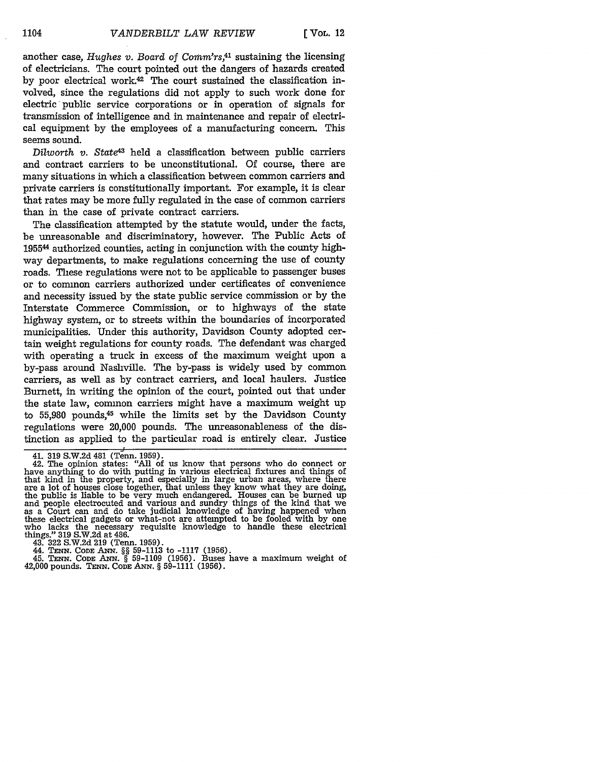another case, *Hughes v. Board of Comm'rs*,[41] sustaining the licensing of electricians. The court pointed out the dangers of hazards created by poor electrical work.[42] The court sustained the classification involved, since the regulations did not apply to such work done for electric public service corporations or in operation of signals for transmission of intelligence and in maintenance and repair of electrical equipment by the employees of a manufacturing concern. This seems sound.

*Dilworth v. State*[43] held a classification between public carriers and contract carriers to be unconstitutional. Of course, there are many situations in which a classification between common carriers and private carriers is constitutionally important. For example, it is clear that rates may be more fully regulated in the case of common carriers than in the case of private contract carriers.

The classification attempted by the statute would, under the facts, be unreasonable and discriminatory, however. The Public Acts of 1955[44] authorized counties, acting in conjunction with the county highway departments, to make regulations concerning the use of county roads. These regulations were not to be applicable to passenger buses or to common carriers authorized under certificates of convenience and necessity issued by the state public service commission or by the Interstate Commerce Commission, or to highways of the state highway system, or to streets within the boundaries of incorporated municipalities. Under this authority, Davidson County adopted certain weight regulations for county roads. The defendant was charged with operating a truck in excess of the maximum weight upon a by-pass around Nashville. The by-pass is widely used by common carriers, as well as by contract carriers, and local haulers. Justice Burnett, in writing the opinion of the court, pointed out that under the state law, common carriers might have a maximum weight up to 55,980 pounds,[45] while the limits set by the Davidson County regulations were 20,000 pounds. The unreasonableness of the distinction as applied to the particular road is entirely clear. Justice

---

41. 319 S.W.2d 481 (Tenn. 1959).

42. The opinion states: "All of us know that persons who do connect or have anything to do with putting in various electrical fixtures and things of that kind in the property, and especially in large urban areas, where there are a lot of houses close together, that unless they know what they are doing, the public is liable to be very much endangered. Houses can be burned up and people electrocuted and various and sundry things of the kind that we as a Court can and do take judicial knowledge of having happened when these electrical gadgets or what-not are attempted to be fooled with by one who lacks the necessary requisite knowledge to handle these electrical things." 319 S.W.2d at 486.

43. 322 S.W.2d 219 (Tenn. 1959).

44. TENN. CODE ANN. §§ 59-1113 to -1117 (1956).

45. TENN. CODE ANN. § 59-1109 (1956). Buses have a maximum weight of 42,000 pounds. TENN. CODE ANN. § 59-1111 (1956).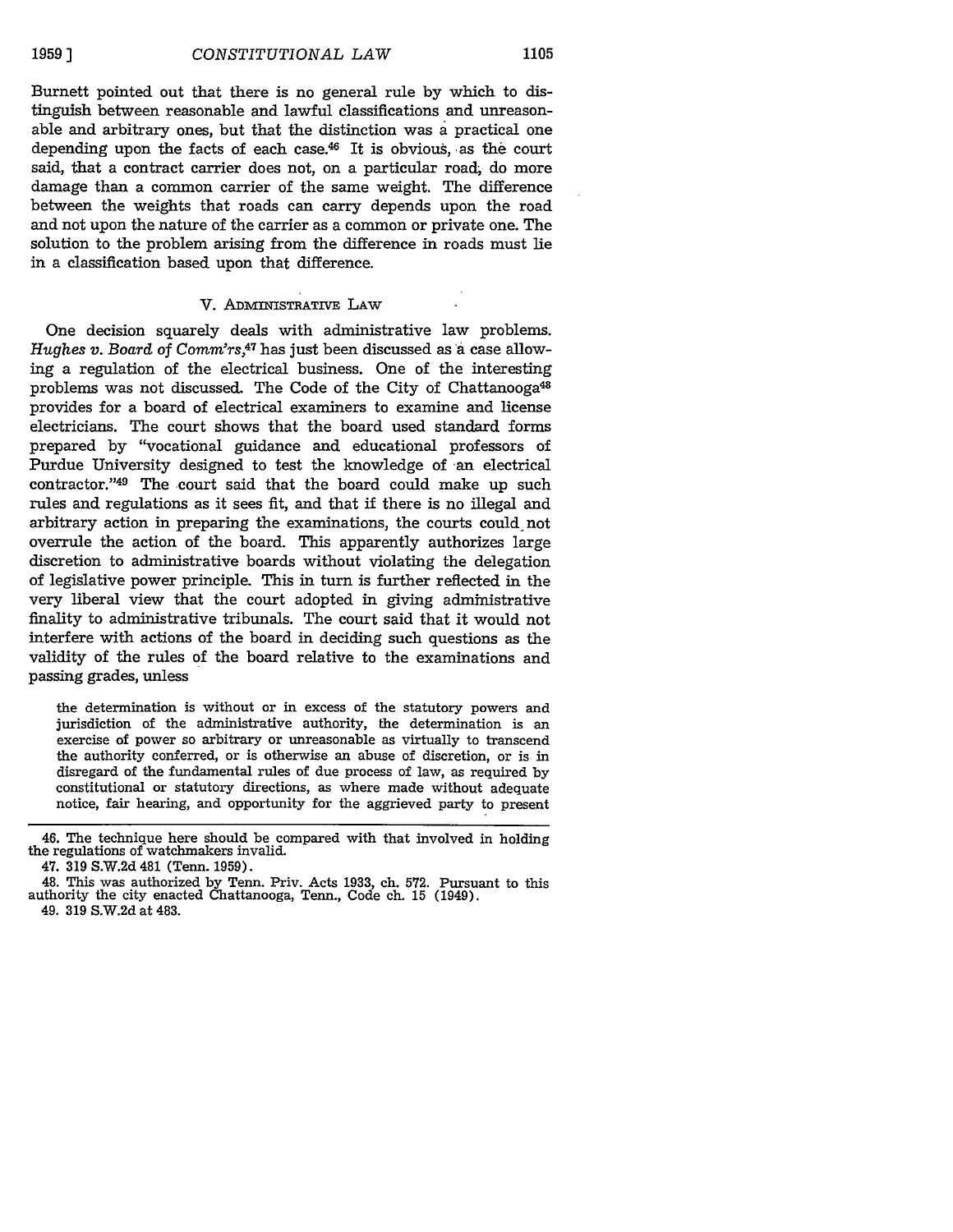Burnett pointed out that there is no general rule by which to distinguish between reasonable and lawful classifications and unreasonable and arbitrary ones, but that the distinction was a practical one depending upon the facts of each case.[46] It is obvious, as the court said, that a contract carrier does not, on a particular road, do more damage than a common carrier of the same weight. The difference between the weights that roads can carry depends upon the road and not upon the nature of the carrier as a common or private one. The solution to the problem arising from the difference in roads must lie in a classification based upon that difference.

## V. Administrative Law

One decision squarely deals with administrative law problems. *Hughes v. Board of Comm'rs*,[47] has just been discussed as a case allowing a regulation of the electrical business. One of the interesting problems was not discussed. The Code of the City of Chattanooga[48] provides for a board of electrical examiners to examine and license electricians. The court shows that the board used standard forms prepared by "vocational guidance and educational professors of Purdue University designed to test the knowledge of an electrical contractor."[49] The court said that the board could make up such rules and regulations as it sees fit, and that if there is no illegal and arbitrary action in preparing the examinations, the courts could not overrule the action of the board. This apparently authorizes large discretion to administrative boards without violating the delegation of legislative power principle. This in turn is further reflected in the very liberal view that the court adopted in giving administrative finality to administrative tribunals. The court said that it would not interfere with actions of the board in deciding such questions as the validity of the rules of the board relative to the examinations and passing grades, unless

> the determination is without or in excess of the statutory powers and jurisdiction of the administrative authority, the determination is an exercise of power so arbitrary or unreasonable as virtually to transcend the authority conferred, or is otherwise an abuse of discretion, or is in disregard of the fundamental rules of due process of law, as required by constitutional or statutory directions, as where made without adequate notice, fair hearing, and opportunity for the aggrieved party to present

---

46. The technique here should be compared with that involved in holding the regulations of watchmakers invalid.

47. 319 S.W.2d 481 (Tenn. 1959).

48. This was authorized by Tenn. Priv. Acts 1933, ch. 572. Pursuant to this authority the city enacted Chattanooga, Tenn., Code ch. 15 (1949).

49. 319 S.W.2d at 483.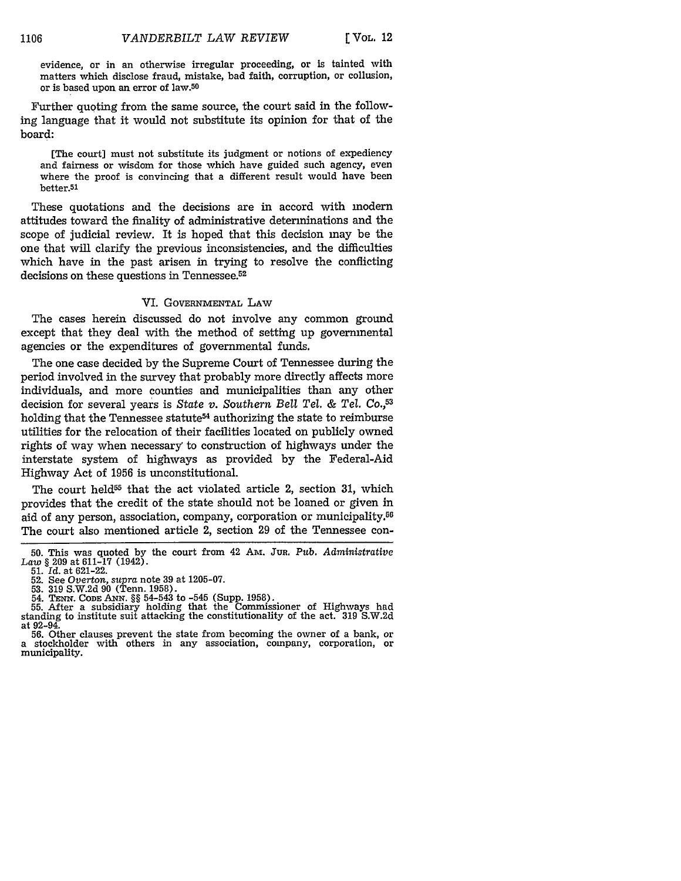evidence, or in an otherwise irregular proceeding, or is tainted with matters which disclose fraud, mistake, bad faith, corruption, or collusion, or is based upon an error of law.[50]

Further quoting from the same source, the court said in the following language that it would not substitute its opinion for that of the board:

> [The court] must not substitute its judgment or notions of expediency and fairness or wisdom for those which have guided such agency, even where the proof is convincing that a different result would have been better.[51]

These quotations and the decisions are in accord with modern attitudes toward the finality of administrative determinations and the scope of judicial review. It is hoped that this decision may be the one that will clarify the previous inconsistencies, and the difficulties which have in the past arisen in trying to resolve the conflicting decisions on these questions in Tennessee.[52]

## VI. Governmental Law

The cases herein discussed do not involve any common ground except that they deal with the method of setting up governmental agencies or the expenditures of governmental funds.

The one case decided by the Supreme Court of Tennessee during the period involved in the survey that probably more directly affects more individuals, and more counties and municipalities than any other decision for several years is *State v. Southern Bell Tel. & Tel. Co.*,[53] holding that the Tennessee statute[54] authorizing the state to reimburse utilities for the relocation of their facilities located on publicly owned rights of way when necessary to construction of highways under the interstate system of highways as provided by the Federal-Aid Highway Act of 1956 is unconstitutional.

The court held[55] that the act violated article 2, section 31, which provides that the credit of the state should not be loaned or given in aid of any person, association, company, corporation or municipality.[56] The court also mentioned article 2, section 29 of the Tennessee con-

---

50. This was quoted by the court from 42 Am. Jur. *Pub. Administrative Law* § 209 at 611-17 (1942).
51. *Id.* at 621-22.
52. See *Overton*, *supra* note 39 at 1205-07.
53. 319 S.W.2d 90 (Tenn. 1958).
54. Tenn. Code Ann. §§ 54-543 to -545 (Supp. 1958).
55. After a subsidiary holding that the Commissioner of Highways had standing to institute suit attacking the constitutionality of the act. 319 S.W.2d at 92-94.
56. Other clauses prevent the state from becoming the owner of a bank, or a stockholder with others in any association, company, corporation, or municipality.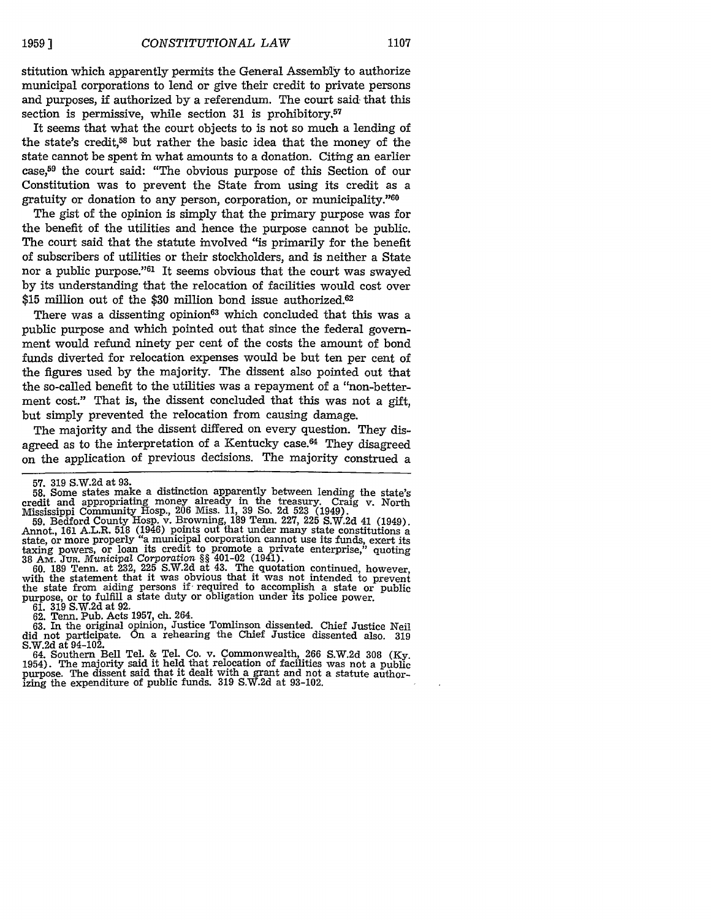stitution which apparently permits the General Assembly to authorize municipal corporations to lend or give their credit to private persons and purposes, if authorized by a referendum. The court said that this section is permissive, while section 31 is prohibitory.[57]

It seems that what the court objects to is not so much a lending of the state's credit,[58] but rather the basic idea that the money of the state cannot be spent in what amounts to a donation. Citing an earlier case,[59] the court said: "The obvious purpose of this Section of our Constitution was to prevent the State from using its credit as a gratuity or donation to any person, corporation, or municipality."[60]

The gist of the opinion is simply that the primary purpose was for the benefit of the utilities and hence the purpose cannot be public. The court said that the statute involved "is primarily for the benefit of subscribers of utilities or their stockholders, and is neither a State nor a public purpose."[61] It seems obvious that the court was swayed by its understanding that the relocation of facilities would cost over $15 million out of the $30 million bond issue authorized.[62]

There was a dissenting opinion[63] which concluded that this was a public purpose and which pointed out that since the federal government would refund ninety per cent of the costs the amount of bond funds diverted for relocation expenses would be but ten per cent of the figures used by the majority. The dissent also pointed out that the so-called benefit to the utilities was a repayment of a "non-betterment cost." That is, the dissent concluded that this was not a gift, but simply prevented the relocation from causing damage.

The majority and the dissent differed on every question. They disagreed as to the interpretation of a Kentucky case.[64] They disagreed on the application of previous decisions. The majority construed a

---

57. 319 S.W.2d at 93.

58. Some states make a distinction apparently between lending the state's credit and appropriating money already in the treasury. Craig v. North Mississippi Community Hosp., 206 Miss. 11, 39 So. 2d 523 (1949).

59. Bedford County Hosp. v. Browning, 189 Tenn. 227, 225 S.W.2d 41 (1949). Annot., 161 A.L.R. 518 (1946) points out that under many state constitutions a state, or more properly "a municipal corporation cannot use its funds, exert its taxing powers, or loan its credit to promote a private enterprise," quoting 38 Am. Jur. *Municipal Corporation* §§ 401-02 (1941).

60. 189 Tenn. at 232, 225 S.W.2d at 43. The quotation continued, however, with the statement that it was obvious that it was not intended to prevent the state from aiding persons if required to accomplish a state or public purpose, or to fulfill a state duty or obligation under its police power.

61. 319 S.W.2d at 92.

62. Tenn. Pub. Acts 1957, ch. 264.

63. In the original opinion, Justice Tomlinson dissented. Chief Justice Neil did not participate. On a rehearing the Chief Justice dissented also. 319 S.W.2d at 94-102.

64. Southern Bell Tel. & Tel. Co. v. Commonwealth, 266 S.W.2d 308 (Ky. 1954). The majority said it held that relocation of facilities was not a public purpose. The dissent said that it dealt with a grant and not a statute authorizing the expenditure of public funds. 319 S.W.2d at 93-102.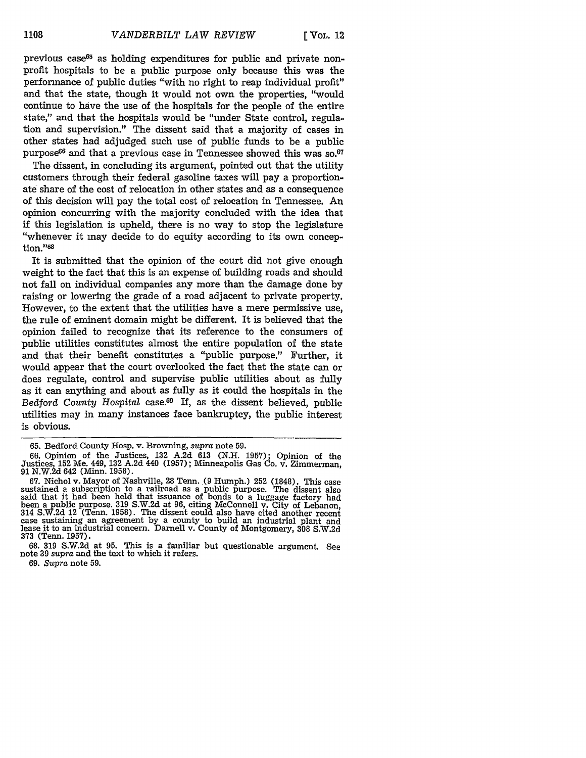previous case[65] as holding expenditures for public and private non-profit hospitals to be a public purpose only because this was the performance of public duties "with no right to reap individual profit" and that the state, though it would not own the properties, "would continue to have the use of the hospitals for the people of the entire state," and that the hospitals would be "under State control, regulation and supervision." The dissent said that a majority of cases in other states had adjudged such use of public funds to be a public purpose[66] and that a previous case in Tennessee showed this was so.[67]

The dissent, in concluding its argument, pointed out that the utility customers through their federal gasoline taxes will pay a proportionate share of the cost of relocation in other states and as a consequence of this decision will pay the total cost of relocation in Tennessee. An opinion concurring with the majority concluded with the idea that if this legislation is upheld, there is no way to stop the legislature "whenever it may decide to do equity according to its own conception."[68]

It is submitted that the opinion of the court did not give enough weight to the fact that this is an expense of building roads and should not fall on individual companies any more than the damage done by raising or lowering the grade of a road adjacent to private property. However, to the extent that the utilities have a mere permissive use, the rule of eminent domain might be different. It is believed that the opinion failed to recognize that its reference to the consumers of public utilities constitutes almost the entire population of the state and that their benefit constitutes a "public purpose." Further, it would appear that the court overlooked the fact that the state can or does regulate, control and supervise public utilities about as fully as it can anything and about as fully as it could the hospitals in the *Bedford County Hospital* case.[69] If, as the dissent believed, public utilities may in many instances face bankruptcy, the public interest is obvious.

---

65. Bedford County Hosp. v. Browning, *supra* note 59.

66. Opinion of the Justices, 132 A.2d 613 (N.H. 1957); Opinion of the Justices, 152 Me. 449, 132 A.2d 440 (1957); Minneapolis Gas Co. v. Zimmerman, 91 N.W.2d 642 (Minn. 1958).

67. Nichol v. Mayor of Nashville, 28 Tenn. (9 Humph.) 252 (1848). This case sustained a subscription to a railroad as a public purpose. The dissent also said that it had been held that issuance of bonds to a luggage factory had been a public purpose. 319 S.W.2d at 96, citing McConnell v. City of Lebanon, 314 S.W.2d 12 (Tenn. 1958). The dissent could also have cited another recent case sustaining an agreement by a county to build an industrial plant and lease it to an industrial concern. Darnell v. County of Montgomery, 308 S.W.2d 373 (Tenn. 1957).

68. 319 S.W.2d at 95. This is a familiar but questionable argument. See note 39 *supra* and the text to which it refers.

69. *Supra* note 59.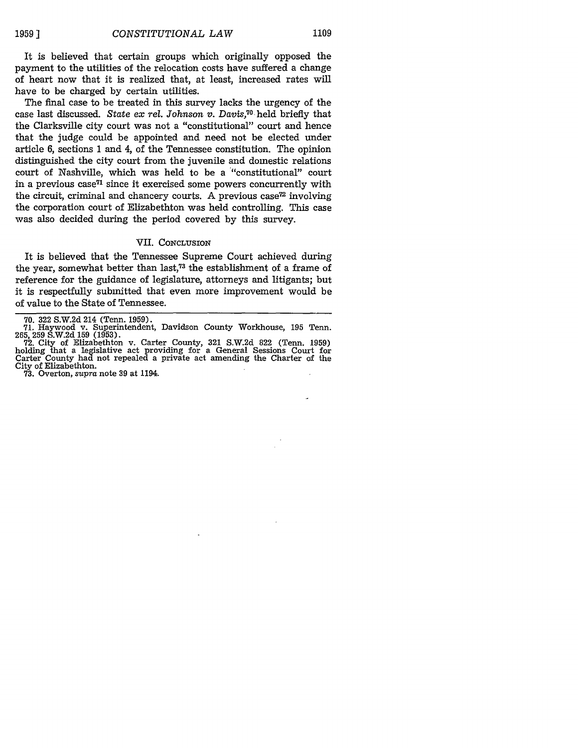It is believed that certain groups which originally opposed the payment to the utilities of the relocation costs have suffered a change of heart now that it is realized that, at least, increased rates will have to be charged by certain utilities.

The final case to be treated in this survey lacks the urgency of the case last discussed. *State ex rel. Johnson v. Davis*,[70] held briefly that the Clarksville city court was not a "constitutional" court and hence that the judge could be appointed and need not be elected under article 6, sections 1 and 4, of the Tennessee constitution. The opinion distinguished the city court from the juvenile and domestic relations court of Nashville, which was held to be a "constitutional" court in a previous case[71] since it exercised some powers concurrently with the circuit, criminal and chancery courts. A previous case[72] involving the corporation court of Elizabethton was held controlling. This case was also decided during the period covered by this survey.

## VII. Conclusion

It is believed that the Tennessee Supreme Court achieved during the year, somewhat better than last,[73] the establishment of a frame of reference for the guidance of legislature, attorneys and litigants; but it is respectfully submitted that even more improvement would be of value to the State of Tennessee.

---

70. 322 S.W.2d 214 (Tenn. 1959).

71. Haywood v. Superintendent, Davidson County Workhouse, 195 Tenn. 265, 259 S.W.2d 159 (1953).

72. City of Elizabethton v. Carter County, 321 S.W.2d 822 (Tenn. 1959) holding that a legislative act providing for a General Sessions Court for Carter County had not repealed a private act amending the Charter of the City of Elizabethton.

73. Overton, *supra* note 39 at 1194.